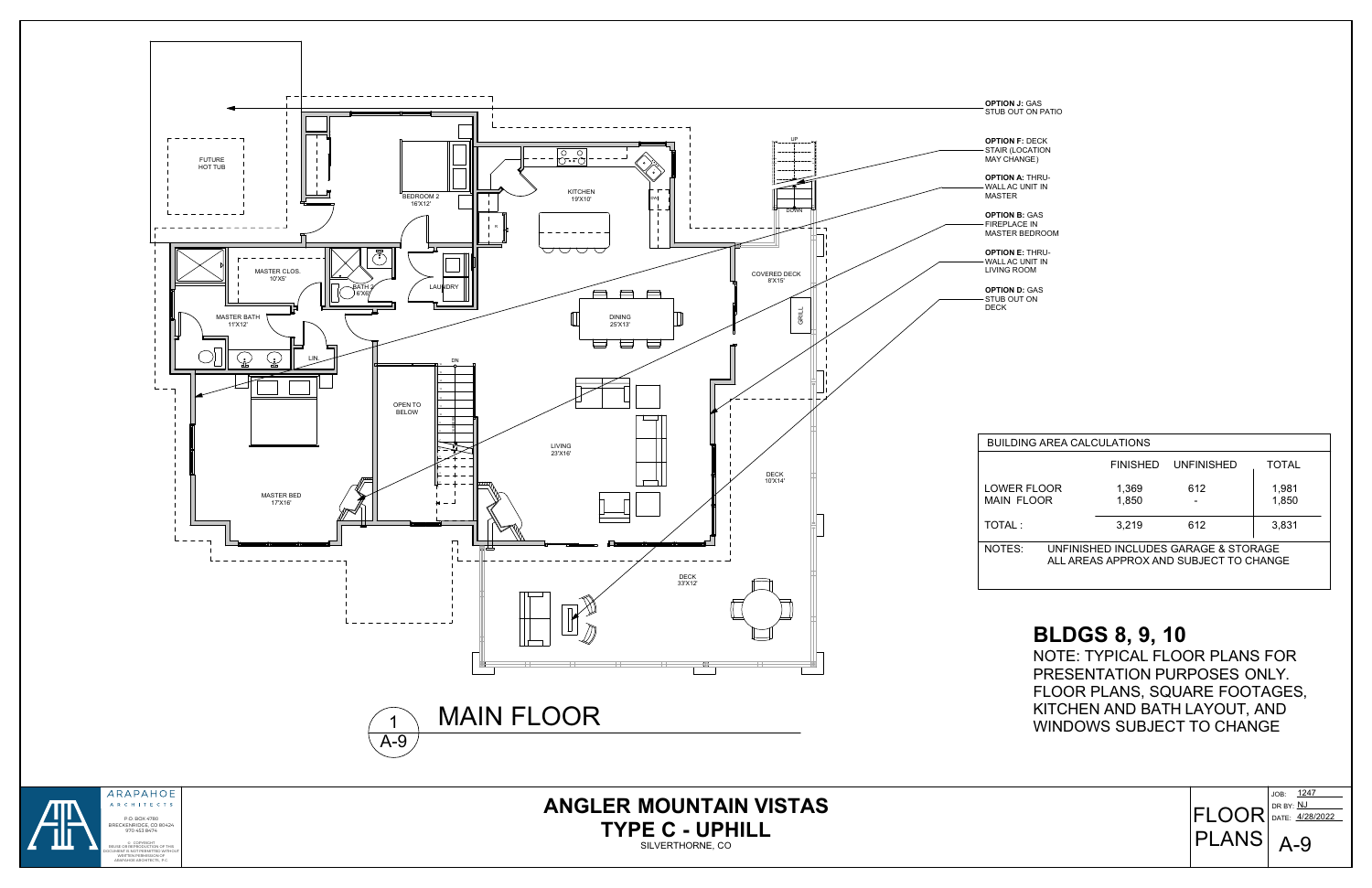# MAIN FLOOR

1 / A-9

FUTURE HOT TUB

BEDROOM 2 16'X12'

KITCHEN 19'X10'

MASTER CLOS. 10'X5'

BATH 2 6'X6'

LAUNDRY

MASTER BATH 11'X12'

LIN.

DINING 25'X13'

COVERED DECK 8'X15'

GRILL

OPEN TO BELOW

DN

LIVING 23'X16'

MASTER BED 17'X16'

DECK 10'X14'

DECK 33'X12'

UP

DOWN

DW

**OPTION J:** GAS STUB OUT ON PATIO

**OPTION F:** DECK STAIR (LOCATION MAY CHANGE)

**OPTION A:** THRU-WALL AC UNIT IN MASTER

**OPTION B:** GAS FIREPLACE IN MASTER BEDROOM

**OPTION E:** THRU-WALL AC UNIT IN LIVING ROOM

**OPTION D:** GAS STUB OUT ON DECK

BUILDING AREA CALCULATIONS

| | FINISHED | UNFINISHED | TOTAL |
|---|---|---|---|
| LOWER FLOOR | 1,369 | 612 | 1,981 |
| MAIN FLOOR | 1,850 | - | 1,850 |
| TOTAL : | 3,219 | 612 | 3,831 |

NOTES: UNFINISHED INCLUDES GARAGE & STORAGE
ALL AREAS APPROX AND SUBJECT TO CHANGE

## BLDGS 8, 9, 10

NOTE: TYPICAL FLOOR PLANS FOR PRESENTATION PURPOSES ONLY. FLOOR PLANS, SQUARE FOOTAGES, KITCHEN AND BATH LAYOUT, AND WINDOWS SUBJECT TO CHANGE

ARAPAHOE ARCHITECTS
P.O. BOX 4780
BRECKENRIDGE, CO 80424
970 453 8474

© COPYRIGHT
REUSE OR REPRODUCTION OF THIS DOCUMENT IS NOT PERMITTED WITHOUT WRITTEN PERMISSION OF ARAPAHOE ARCHITECTS, P.C.

## ANGLER MOUNTAIN VISTAS
## TYPE C - UPHILL
SILVERTHORNE, CO

FLOOR PLANS

JOB: 1247
DR BY: NJ
DATE: 4/28/2022

A-9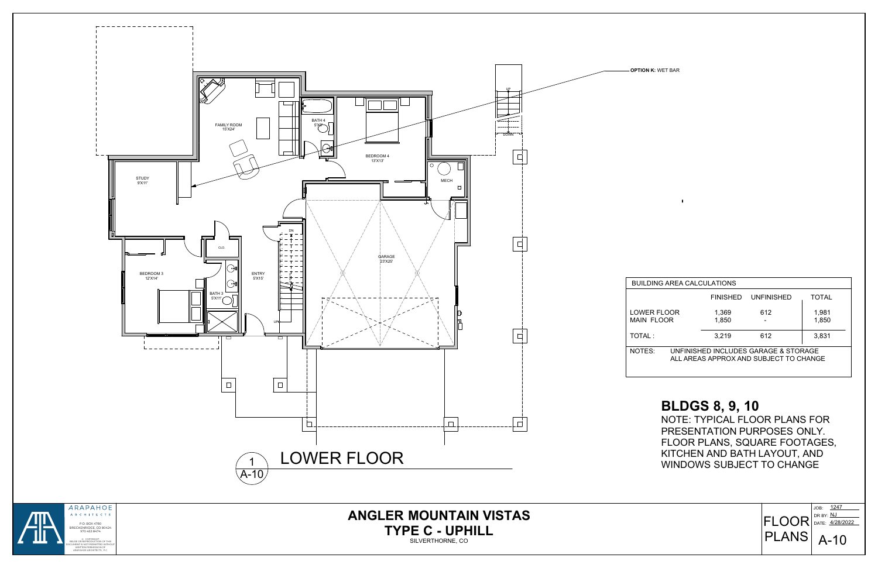OPTION K: WET BAR

FAMILY ROOM
15'X24'

BATH 4
5'X9'

BEDROOM 4
13'X13'

STUDY
9'X11'

MECH

CLO.

DN

GARAGE
23'X25'

BEDROOM 3
12'X14'

ENTRY
5'X15'

BATH 3
5'X11'

UP

DOWN

## 1 A-10 LOWER FLOOR

| BUILDING AREA CALCULATIONS | | | |
|---|---|---|---|
| | FINISHED | UNFINISHED | TOTAL |
| LOWER FLOOR | 1,369 | 612 | 1,981 |
| MAIN FLOOR | 1,850 | - | 1,850 |
| TOTAL : | 3,219 | 612 | 3,831 |

NOTES: UNFINISHED INCLUDES GARAGE & STORAGE
ALL AREAS APPROX AND SUBJECT TO CHANGE

# BLDGS 8, 9, 10

NOTE: TYPICAL FLOOR PLANS FOR PRESENTATION PURPOSES ONLY. FLOOR PLANS, SQUARE FOOTAGES, KITCHEN AND BATH LAYOUT, AND WINDOWS SUBJECT TO CHANGE

ARAPAHOE ARCHITECTS
P.O. BOX 4780
BRECKENRIDGE, CO 80424
970 453 8474

© COPYRIGHT
REUSE OR REPRODUCTION OF THIS DOCUMENT IS NOT PERMITTED WITHOUT WRITTEN PERMISSION OF ARAPAHOE ARCHITECTS, P.C.

**ANGLER MOUNTAIN VISTAS**
**TYPE C - UPHILL**
SILVERTHORNE, CO

FLOOR PLANS

JOB: 1247
DR BY: NJ
DATE: 4/28/2022

A-10